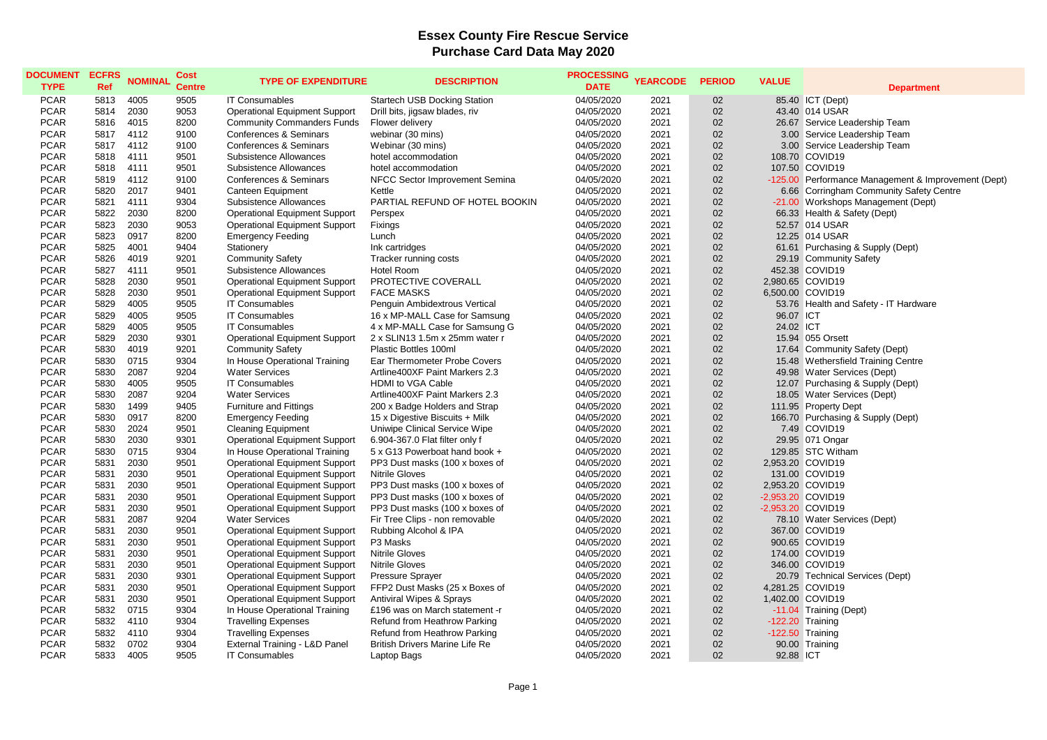# Essex County Fire Rescue Service
## Purchase Card Data May 2020

| DOCUMENT TYPE | ECFRS Ref | NOMINAL | Cost Centre | TYPE OF EXPENDITURE | DESCRIPTION | PROCESSING DATE | YEARCODE | PERIOD | VALUE | Department |
|---|---|---|---|---|---|---|---|---|---|---|
| PCAR | 5813 | 4005 | 9505 | IT Consumables | Startech USB Docking Station | 04/05/2020 | 2021 | 02 | 85.40 | ICT (Dept) |
| PCAR | 5814 | 2030 | 9053 | Operational Equipment Support | Drill bits, jigsaw blades, riv | 04/05/2020 | 2021 | 02 | 43.40 | 014 USAR |
| PCAR | 5816 | 4015 | 8200 | Community Commanders Funds | Flower delivery | 04/05/2020 | 2021 | 02 | 26.67 | Service Leadership Team |
| PCAR | 5817 | 4112 | 9100 | Conferences & Seminars | webinar (30 mins) | 04/05/2020 | 2021 | 02 | 3.00 | Service Leadership Team |
| PCAR | 5817 | 4112 | 9100 | Conferences & Seminars | Webinar (30 mins) | 04/05/2020 | 2021 | 02 | 3.00 | Service Leadership Team |
| PCAR | 5818 | 4111 | 9501 | Subsistence Allowances | hotel accommodation | 04/05/2020 | 2021 | 02 | 108.70 | COVID19 |
| PCAR | 5818 | 4111 | 9501 | Subsistence Allowances | hotel accommodation | 04/05/2020 | 2021 | 02 | 107.50 | COVID19 |
| PCAR | 5819 | 4112 | 9100 | Conferences & Seminars | NFCC Sector Improvement Semina | 04/05/2020 | 2021 | 02 | -125.00 | Performance Management & Improvement (Dept) |
| PCAR | 5820 | 2017 | 9401 | Canteen Equipment | Kettle | 04/05/2020 | 2021 | 02 | 6.66 | Corringham Community Safety Centre |
| PCAR | 5821 | 4111 | 9304 | Subsistence Allowances | PARTIAL REFUND OF HOTEL BOOKIN | 04/05/2020 | 2021 | 02 | -21.00 | Workshops Management (Dept) |
| PCAR | 5822 | 2030 | 8200 | Operational Equipment Support | Perspex | 04/05/2020 | 2021 | 02 | 66.33 | Health & Safety (Dept) |
| PCAR | 5823 | 2030 | 9053 | Operational Equipment Support | Fixings | 04/05/2020 | 2021 | 02 | 52.57 | 014 USAR |
| PCAR | 5823 | 0917 | 8200 | Emergency Feeding | Lunch | 04/05/2020 | 2021 | 02 | 12.25 | 014 USAR |
| PCAR | 5825 | 4001 | 9404 | Stationery | Ink cartridges | 04/05/2020 | 2021 | 02 | 61.61 | Purchasing & Supply (Dept) |
| PCAR | 5826 | 4019 | 9201 | Community Safety | Tracker running costs | 04/05/2020 | 2021 | 02 | 29.19 | Community Safety |
| PCAR | 5827 | 4111 | 9501 | Subsistence Allowances | Hotel Room | 04/05/2020 | 2021 | 02 | 452.38 | COVID19 |
| PCAR | 5828 | 2030 | 9501 | Operational Equipment Support | PROTECTIVE COVERALL | 04/05/2020 | 2021 | 02 | 2,980.65 | COVID19 |
| PCAR | 5828 | 2030 | 9501 | Operational Equipment Support | FACE MASKS | 04/05/2020 | 2021 | 02 | 6,500.00 | COVID19 |
| PCAR | 5829 | 4005 | 9505 | IT Consumables | Penguin Ambidextrous Vertical | 04/05/2020 | 2021 | 02 | 53.76 | Health and Safety - IT Hardware |
| PCAR | 5829 | 4005 | 9505 | IT Consumables | 16 x MP-MALL Case for Samsung | 04/05/2020 | 2021 | 02 | 96.07 | ICT |
| PCAR | 5829 | 4005 | 9505 | IT Consumables | 4 x MP-MALL Case for Samsung G | 04/05/2020 | 2021 | 02 | 24.02 | ICT |
| PCAR | 5829 | 2030 | 9301 | Operational Equipment Support | 2 x SLIN13 1.5m x 25mm water r | 04/05/2020 | 2021 | 02 | 15.94 | 055 Orsett |
| PCAR | 5830 | 4019 | 9201 | Community Safety | Plastic Bottles 100ml | 04/05/2020 | 2021 | 02 | 17.64 | Community Safety (Dept) |
| PCAR | 5830 | 0715 | 9304 | In House Operational Training | Ear Thermometer Probe Covers | 04/05/2020 | 2021 | 02 | 15.48 | Wethersfield Training Centre |
| PCAR | 5830 | 2087 | 9204 | Water Services | Artline400XF Paint Markers 2.3 | 04/05/2020 | 2021 | 02 | 49.98 | Water Services (Dept) |
| PCAR | 5830 | 4005 | 9505 | IT Consumables | HDMI to VGA Cable | 04/05/2020 | 2021 | 02 | 12.07 | Purchasing & Supply (Dept) |
| PCAR | 5830 | 2087 | 9204 | Water Services | Artline400XF Paint Markers 2.3 | 04/05/2020 | 2021 | 02 | 18.05 | Water Services (Dept) |
| PCAR | 5830 | 1499 | 9405 | Furniture and Fittings | 200 x Badge Holders and Strap | 04/05/2020 | 2021 | 02 | 111.95 | Property Dept |
| PCAR | 5830 | 0917 | 8200 | Emergency Feeding | 15 x Digestive Biscuits + Milk | 04/05/2020 | 2021 | 02 | 166.70 | Purchasing & Supply (Dept) |
| PCAR | 5830 | 2024 | 9501 | Cleaning Equipment | Uniwipe Clinical Service Wipe | 04/05/2020 | 2021 | 02 | 7.49 | COVID19 |
| PCAR | 5830 | 2030 | 9301 | Operational Equipment Support | 6.904-367.0 Flat filter only f | 04/05/2020 | 2021 | 02 | 29.95 | 071 Ongar |
| PCAR | 5830 | 0715 | 9304 | In House Operational Training | 5 x G13 Powerboat hand book + | 04/05/2020 | 2021 | 02 | 129.85 | STC Witham |
| PCAR | 5831 | 2030 | 9501 | Operational Equipment Support | PP3 Dust masks (100 x boxes of | 04/05/2020 | 2021 | 02 | 2,953.20 | COVID19 |
| PCAR | 5831 | 2030 | 9501 | Operational Equipment Support | Nitrile Gloves | 04/05/2020 | 2021 | 02 | 131.00 | COVID19 |
| PCAR | 5831 | 2030 | 9501 | Operational Equipment Support | PP3 Dust masks (100 x boxes of | 04/05/2020 | 2021 | 02 | 2,953.20 | COVID19 |
| PCAR | 5831 | 2030 | 9501 | Operational Equipment Support | PP3 Dust masks (100 x boxes of | 04/05/2020 | 2021 | 02 | -2,953.20 | COVID19 |
| PCAR | 5831 | 2030 | 9501 | Operational Equipment Support | PP3 Dust masks (100 x boxes of | 04/05/2020 | 2021 | 02 | -2,953.20 | COVID19 |
| PCAR | 5831 | 2087 | 9204 | Water Services | Fir Tree Clips - non removable | 04/05/2020 | 2021 | 02 | 78.10 | Water Services (Dept) |
| PCAR | 5831 | 2030 | 9501 | Operational Equipment Support | Rubbing Alcohol & IPA | 04/05/2020 | 2021 | 02 | 367.00 | COVID19 |
| PCAR | 5831 | 2030 | 9501 | Operational Equipment Support | P3 Masks | 04/05/2020 | 2021 | 02 | 900.65 | COVID19 |
| PCAR | 5831 | 2030 | 9501 | Operational Equipment Support | Nitrile Gloves | 04/05/2020 | 2021 | 02 | 174.00 | COVID19 |
| PCAR | 5831 | 2030 | 9501 | Operational Equipment Support | Nitrile Gloves | 04/05/2020 | 2021 | 02 | 346.00 | COVID19 |
| PCAR | 5831 | 2030 | 9301 | Operational Equipment Support | Pressure Sprayer | 04/05/2020 | 2021 | 02 | 20.79 | Technical Services (Dept) |
| PCAR | 5831 | 2030 | 9501 | Operational Equipment Support | FFP2 Dust Masks (25 x Boxes of | 04/05/2020 | 2021 | 02 | 4,281.25 | COVID19 |
| PCAR | 5831 | 2030 | 9501 | Operational Equipment Support | Antiviral Wipes & Sprays | 04/05/2020 | 2021 | 02 | 1,402.00 | COVID19 |
| PCAR | 5832 | 0715 | 9304 | In House Operational Training | £196 was on March statement -r | 04/05/2020 | 2021 | 02 | -11.04 | Training (Dept) |
| PCAR | 5832 | 4110 | 9304 | Travelling Expenses | Refund from Heathrow Parking | 04/05/2020 | 2021 | 02 | -122.20 | Training |
| PCAR | 5832 | 4110 | 9304 | Travelling Expenses | Refund from Heathrow Parking | 04/05/2020 | 2021 | 02 | -122.50 | Training |
| PCAR | 5832 | 0702 | 9304 | External Training - L&D Panel | British Drivers Marine Life Re | 04/05/2020 | 2021 | 02 | 90.00 | Training |
| PCAR | 5833 | 4005 | 9505 | IT Consumables | Laptop Bags | 04/05/2020 | 2021 | 02 | 92.88 | ICT |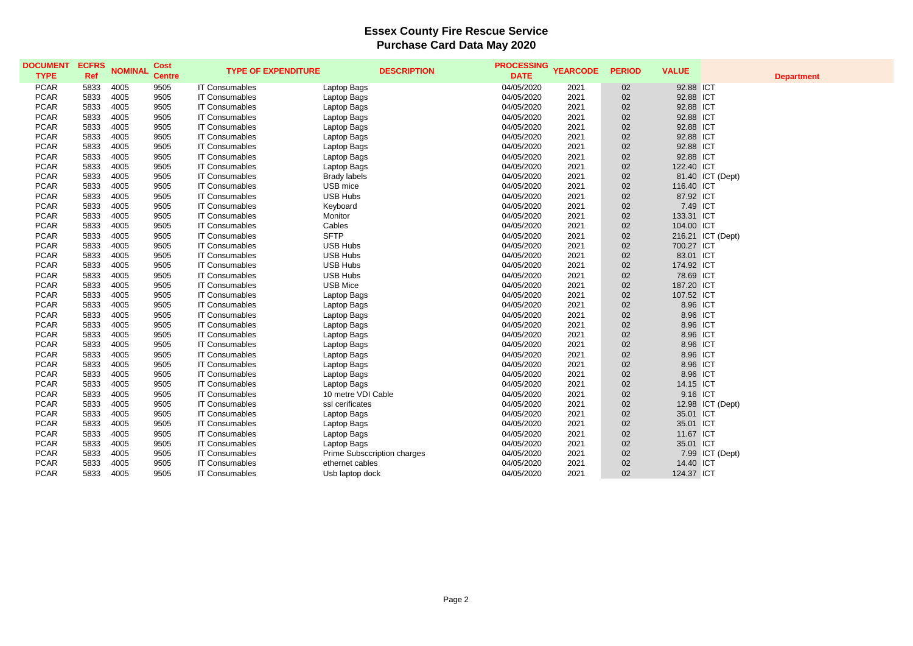# Essex County Fire Rescue Service
## Purchase Card Data May 2020

| DOCUMENT TYPE | ECFRS Ref | NOMINAL | Cost Centre | TYPE OF EXPENDITURE | DESCRIPTION | PROCESSING DATE | YEARCODE | PERIOD | VALUE | Department |
|---|---|---|---|---|---|---|---|---|---|---|
| PCAR | 5833 | 4005 | 9505 | IT Consumables | Laptop Bags | 04/05/2020 | 2021 | 02 | 92.88 | ICT |
| PCAR | 5833 | 4005 | 9505 | IT Consumables | Laptop Bags | 04/05/2020 | 2021 | 02 | 92.88 | ICT |
| PCAR | 5833 | 4005 | 9505 | IT Consumables | Laptop Bags | 04/05/2020 | 2021 | 02 | 92.88 | ICT |
| PCAR | 5833 | 4005 | 9505 | IT Consumables | Laptop Bags | 04/05/2020 | 2021 | 02 | 92.88 | ICT |
| PCAR | 5833 | 4005 | 9505 | IT Consumables | Laptop Bags | 04/05/2020 | 2021 | 02 | 92.88 | ICT |
| PCAR | 5833 | 4005 | 9505 | IT Consumables | Laptop Bags | 04/05/2020 | 2021 | 02 | 92.88 | ICT |
| PCAR | 5833 | 4005 | 9505 | IT Consumables | Laptop Bags | 04/05/2020 | 2021 | 02 | 92.88 | ICT |
| PCAR | 5833 | 4005 | 9505 | IT Consumables | Laptop Bags | 04/05/2020 | 2021 | 02 | 92.88 | ICT |
| PCAR | 5833 | 4005 | 9505 | IT Consumables | Laptop Bags | 04/05/2020 | 2021 | 02 | 122.40 | ICT |
| PCAR | 5833 | 4005 | 9505 | IT Consumables | Brady labels | 04/05/2020 | 2021 | 02 | 81.40 | ICT (Dept) |
| PCAR | 5833 | 4005 | 9505 | IT Consumables | USB mice | 04/05/2020 | 2021 | 02 | 116.40 | ICT |
| PCAR | 5833 | 4005 | 9505 | IT Consumables | USB Hubs | 04/05/2020 | 2021 | 02 | 87.92 | ICT |
| PCAR | 5833 | 4005 | 9505 | IT Consumables | Keyboard | 04/05/2020 | 2021 | 02 | 7.49 | ICT |
| PCAR | 5833 | 4005 | 9505 | IT Consumables | Monitor | 04/05/2020 | 2021 | 02 | 133.31 | ICT |
| PCAR | 5833 | 4005 | 9505 | IT Consumables | Cables | 04/05/2020 | 2021 | 02 | 104.00 | ICT |
| PCAR | 5833 | 4005 | 9505 | IT Consumables | SFTP | 04/05/2020 | 2021 | 02 | 216.21 | ICT (Dept) |
| PCAR | 5833 | 4005 | 9505 | IT Consumables | USB Hubs | 04/05/2020 | 2021 | 02 | 700.27 | ICT |
| PCAR | 5833 | 4005 | 9505 | IT Consumables | USB Hubs | 04/05/2020 | 2021 | 02 | 83.01 | ICT |
| PCAR | 5833 | 4005 | 9505 | IT Consumables | USB Hubs | 04/05/2020 | 2021 | 02 | 174.92 | ICT |
| PCAR | 5833 | 4005 | 9505 | IT Consumables | USB Hubs | 04/05/2020 | 2021 | 02 | 78.69 | ICT |
| PCAR | 5833 | 4005 | 9505 | IT Consumables | USB Mice | 04/05/2020 | 2021 | 02 | 187.20 | ICT |
| PCAR | 5833 | 4005 | 9505 | IT Consumables | Laptop Bags | 04/05/2020 | 2021 | 02 | 107.52 | ICT |
| PCAR | 5833 | 4005 | 9505 | IT Consumables | Laptop Bags | 04/05/2020 | 2021 | 02 | 8.96 | ICT |
| PCAR | 5833 | 4005 | 9505 | IT Consumables | Laptop Bags | 04/05/2020 | 2021 | 02 | 8.96 | ICT |
| PCAR | 5833 | 4005 | 9505 | IT Consumables | Laptop Bags | 04/05/2020 | 2021 | 02 | 8.96 | ICT |
| PCAR | 5833 | 4005 | 9505 | IT Consumables | Laptop Bags | 04/05/2020 | 2021 | 02 | 8.96 | ICT |
| PCAR | 5833 | 4005 | 9505 | IT Consumables | Laptop Bags | 04/05/2020 | 2021 | 02 | 8.96 | ICT |
| PCAR | 5833 | 4005 | 9505 | IT Consumables | Laptop Bags | 04/05/2020 | 2021 | 02 | 8.96 | ICT |
| PCAR | 5833 | 4005 | 9505 | IT Consumables | Laptop Bags | 04/05/2020 | 2021 | 02 | 8.96 | ICT |
| PCAR | 5833 | 4005 | 9505 | IT Consumables | Laptop Bags | 04/05/2020 | 2021 | 02 | 8.96 | ICT |
| PCAR | 5833 | 4005 | 9505 | IT Consumables | Laptop Bags | 04/05/2020 | 2021 | 02 | 14.15 | ICT |
| PCAR | 5833 | 4005 | 9505 | IT Consumables | 10 metre VDI Cable | 04/05/2020 | 2021 | 02 | 9.16 | ICT |
| PCAR | 5833 | 4005 | 9505 | IT Consumables | ssl cerificates | 04/05/2020 | 2021 | 02 | 12.98 | ICT (Dept) |
| PCAR | 5833 | 4005 | 9505 | IT Consumables | Laptop Bags | 04/05/2020 | 2021 | 02 | 35.01 | ICT |
| PCAR | 5833 | 4005 | 9505 | IT Consumables | Laptop Bags | 04/05/2020 | 2021 | 02 | 35.01 | ICT |
| PCAR | 5833 | 4005 | 9505 | IT Consumables | Laptop Bags | 04/05/2020 | 2021 | 02 | 11.67 | ICT |
| PCAR | 5833 | 4005 | 9505 | IT Consumables | Laptop Bags | 04/05/2020 | 2021 | 02 | 35.01 | ICT |
| PCAR | 5833 | 4005 | 9505 | IT Consumables | Prime Subsccription charges | 04/05/2020 | 2021 | 02 | 7.99 | ICT (Dept) |
| PCAR | 5833 | 4005 | 9505 | IT Consumables | ethernet cables | 04/05/2020 | 2021 | 02 | 14.40 | ICT |
| PCAR | 5833 | 4005 | 9505 | IT Consumables | Usb laptop dock | 04/05/2020 | 2021 | 02 | 124.37 | ICT |